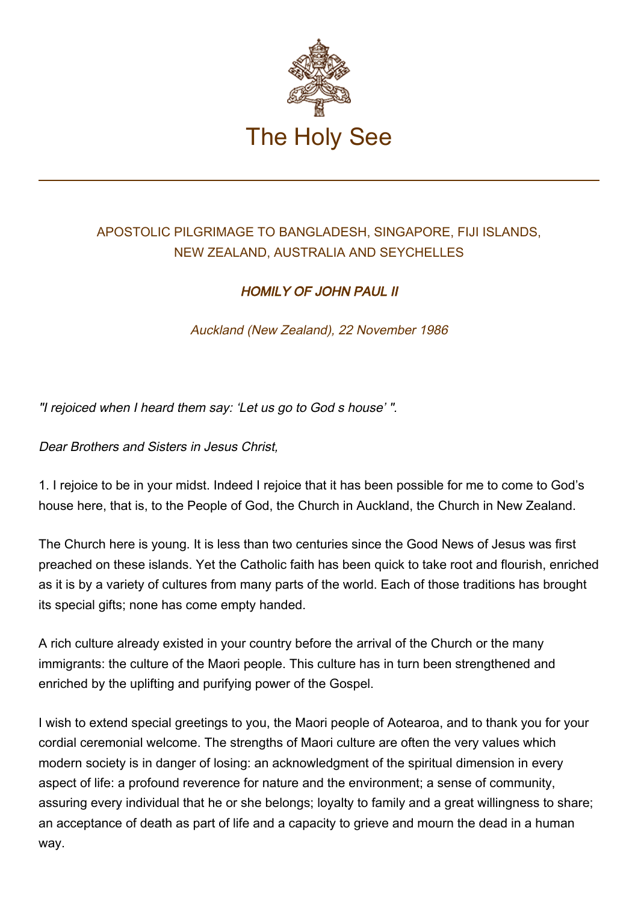# The Holy See

APOSTOLIC PILGRIMAGE TO BANGLADESH, SINGAPORE, FIJI ISLANDS, NEW ZEALAND, AUSTRALIA AND SEYCHELLES

## *HOMILY OF JOHN PAUL II*

*Auckland (New Zealand), 22 November 1986*

*"I rejoiced when I heard them say: 'Let us go to God s house' ".*

*Dear Brothers and Sisters in Jesus Christ,*

1. I rejoice to be in your midst. Indeed I rejoice that it has been possible for me to come to God's house here, that is, to the People of God, the Church in Auckland, the Church in New Zealand.

The Church here is young. It is less than two centuries since the Good News of Jesus was first preached on these islands. Yet the Catholic faith has been quick to take root and flourish, enriched as it is by a variety of cultures from many parts of the world. Each of those traditions has brought its special gifts; none has come empty handed.

A rich culture already existed in your country before the arrival of the Church or the many immigrants: the culture of the Maori people. This culture has in turn been strengthened and enriched by the uplifting and purifying power of the Gospel.

I wish to extend special greetings to you, the Maori people of Aotearoa, and to thank you for your cordial ceremonial welcome. The strengths of Maori culture are often the very values which modern society is in danger of losing: an acknowledgment of the spiritual dimension in every aspect of life: a profound reverence for nature and the environment; a sense of community, assuring every individual that he or she belongs; loyalty to family and a great willingness to share; an acceptance of death as part of life and a capacity to grieve and mourn the dead in a human way.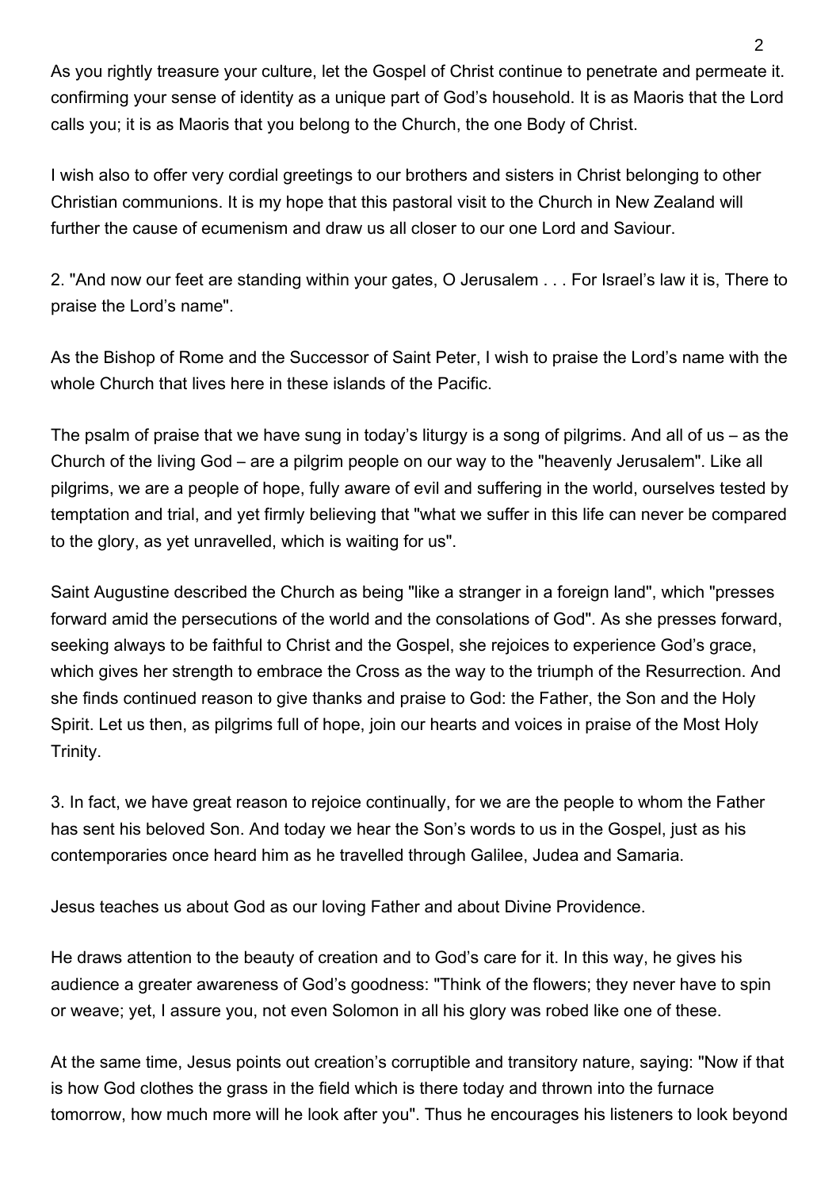As you rightly treasure your culture, let the Gospel of Christ continue to penetrate and permeate it. confirming your sense of identity as a unique part of God's household. It is as Maoris that the Lord calls you; it is as Maoris that you belong to the Church, the one Body of Christ.

I wish also to offer very cordial greetings to our brothers and sisters in Christ belonging to other Christian communions. It is my hope that this pastoral visit to the Church in New Zealand will further the cause of ecumenism and draw us all closer to our one Lord and Saviour.

2. "And now our feet are standing within your gates, O Jerusalem . . . For Israel's law it is, There to praise the Lord's name".

As the Bishop of Rome and the Successor of Saint Peter, I wish to praise the Lord's name with the whole Church that lives here in these islands of the Pacific.

The psalm of praise that we have sung in today's liturgy is a song of pilgrims. And all of us – as the Church of the living God – are a pilgrim people on our way to the "heavenly Jerusalem". Like all pilgrims, we are a people of hope, fully aware of evil and suffering in the world, ourselves tested by temptation and trial, and yet firmly believing that "what we suffer in this life can never be compared to the glory, as yet unravelled, which is waiting for us".

Saint Augustine described the Church as being "like a stranger in a foreign land", which "presses forward amid the persecutions of the world and the consolations of God". As she presses forward, seeking always to be faithful to Christ and the Gospel, she rejoices to experience God's grace, which gives her strength to embrace the Cross as the way to the triumph of the Resurrection. And she finds continued reason to give thanks and praise to God: the Father, the Son and the Holy Spirit. Let us then, as pilgrims full of hope, join our hearts and voices in praise of the Most Holy Trinity.

3. In fact, we have great reason to rejoice continually, for we are the people to whom the Father has sent his beloved Son. And today we hear the Son's words to us in the Gospel, just as his contemporaries once heard him as he travelled through Galilee, Judea and Samaria.

Jesus teaches us about God as our loving Father and about Divine Providence.

He draws attention to the beauty of creation and to God's care for it. In this way, he gives his audience a greater awareness of God's goodness: "Think of the flowers; they never have to spin or weave; yet, I assure you, not even Solomon in all his glory was robed like one of these.

At the same time, Jesus points out creation's corruptible and transitory nature, saying: "Now if that is how God clothes the grass in the field which is there today and thrown into the furnace tomorrow, how much more will he look after you". Thus he encourages his listeners to look beyond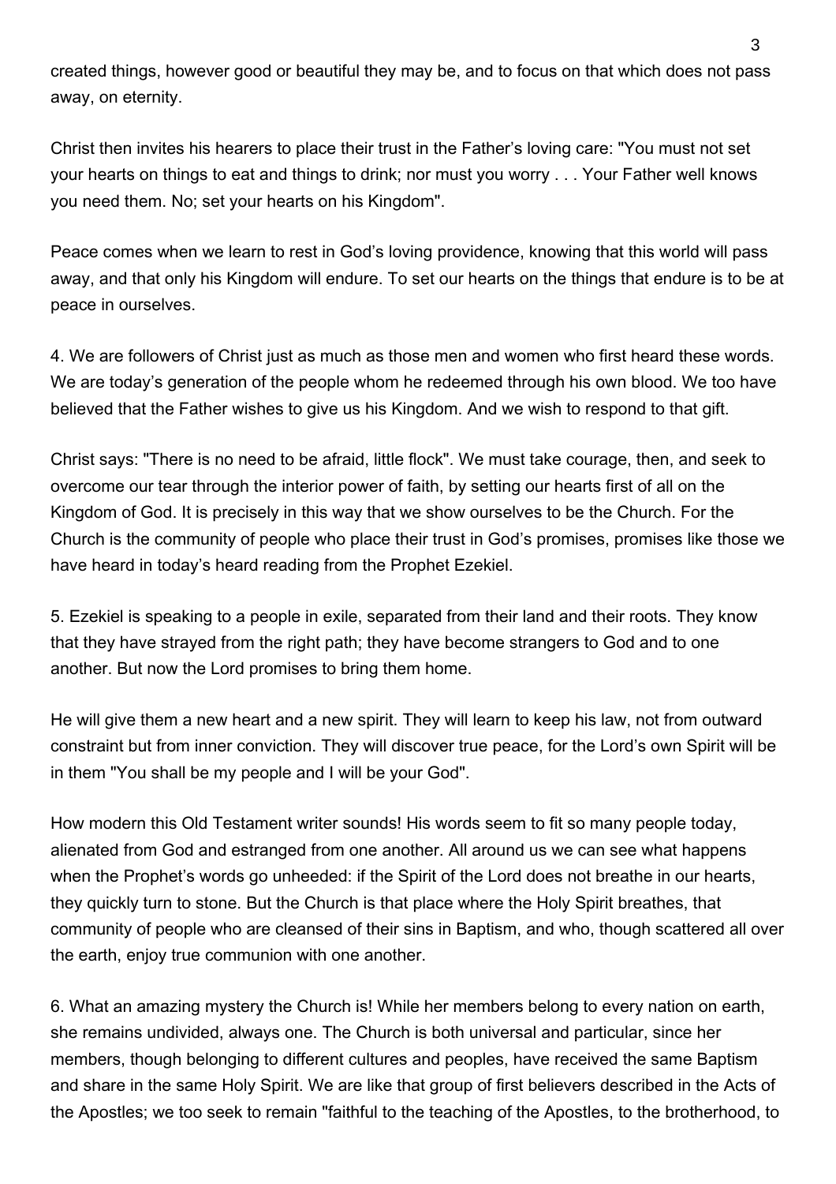created things, however good or beautiful they may be, and to focus on that which does not pass away, on eternity.

Christ then invites his hearers to place their trust in the Father's loving care: "You must not set your hearts on things to eat and things to drink; nor must you worry . . . Your Father well knows you need them. No; set your hearts on his Kingdom".

Peace comes when we learn to rest in God's loving providence, knowing that this world will pass away, and that only his Kingdom will endure. To set our hearts on the things that endure is to be at peace in ourselves.

4. We are followers of Christ just as much as those men and women who first heard these words. We are today's generation of the people whom he redeemed through his own blood. We too have believed that the Father wishes to give us his Kingdom. And we wish to respond to that gift.

Christ says: "There is no need to be afraid, little flock". We must take courage, then, and seek to overcome our tear through the interior power of faith, by setting our hearts first of all on the Kingdom of God. It is precisely in this way that we show ourselves to be the Church. For the Church is the community of people who place their trust in God's promises, promises like those we have heard in today's heard reading from the Prophet Ezekiel.

5. Ezekiel is speaking to a people in exile, separated from their land and their roots. They know that they have strayed from the right path; they have become strangers to God and to one another. But now the Lord promises to bring them home.

He will give them a new heart and a new spirit. They will learn to keep his law, not from outward constraint but from inner conviction. They will discover true peace, for the Lord's own Spirit will be in them "You shall be my people and I will be your God".

How modern this Old Testament writer sounds! His words seem to fit so many people today, alienated from God and estranged from one another. All around us we can see what happens when the Prophet's words go unheeded: if the Spirit of the Lord does not breathe in our hearts, they quickly turn to stone. But the Church is that place where the Holy Spirit breathes, that community of people who are cleansed of their sins in Baptism, and who, though scattered all over the earth, enjoy true communion with one another.

6. What an amazing mystery the Church is! While her members belong to every nation on earth, she remains undivided, always one. The Church is both universal and particular, since her members, though belonging to different cultures and peoples, have received the same Baptism and share in the same Holy Spirit. We are like that group of first believers described in the Acts of the Apostles; we too seek to remain "faithful to the teaching of the Apostles, to the brotherhood, to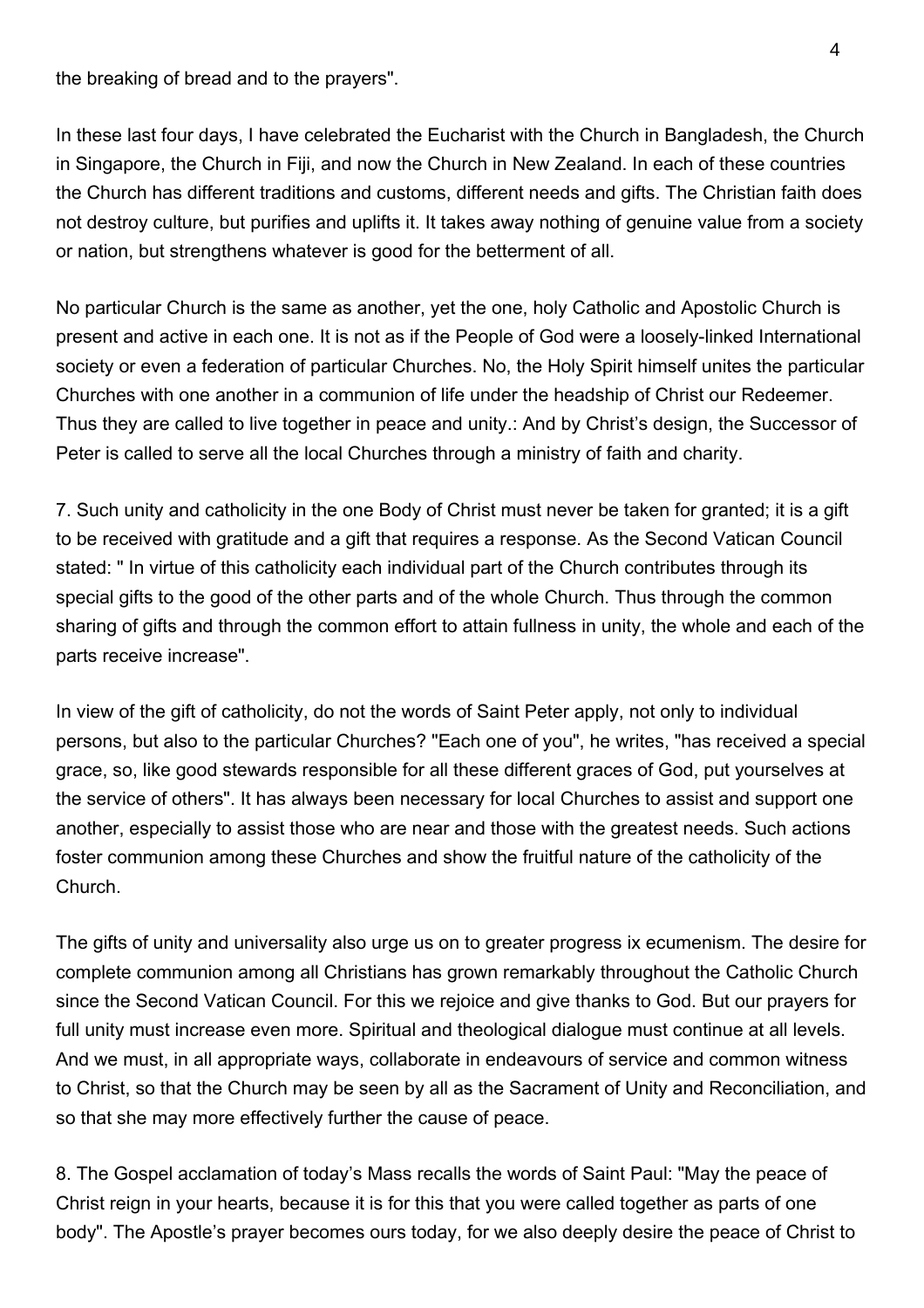the breaking of bread and to the prayers".

In these last four days, I have celebrated the Eucharist with the Church in Bangladesh, the Church in Singapore, the Church in Fiji, and now the Church in New Zealand. In each of these countries the Church has different traditions and customs, different needs and gifts. The Christian faith does not destroy culture, but purifies and uplifts it. It takes away nothing of genuine value from a society or nation, but strengthens whatever is good for the betterment of all.

No particular Church is the same as another, yet the one, holy Catholic and Apostolic Church is present and active in each one. It is not as if the People of God were a loosely-linked International society or even a federation of particular Churches. No, the Holy Spirit himself unites the particular Churches with one another in a communion of life under the headship of Christ our Redeemer. Thus they are called to live together in peace and unity.: And by Christ's design, the Successor of Peter is called to serve all the local Churches through a ministry of faith and charity.

7. Such unity and catholicity in the one Body of Christ must never be taken for granted; it is a gift to be received with gratitude and a gift that requires a response. As the Second Vatican Council stated: " In virtue of this catholicity each individual part of the Church contributes through its special gifts to the good of the other parts and of the whole Church. Thus through the common sharing of gifts and through the common effort to attain fullness in unity, the whole and each of the parts receive increase".

In view of the gift of catholicity, do not the words of Saint Peter apply, not only to individual persons, but also to the particular Churches? "Each one of you", he writes, "has received a special grace, so, like good stewards responsible for all these different graces of God, put yourselves at the service of others". It has always been necessary for local Churches to assist and support one another, especially to assist those who are near and those with the greatest needs. Such actions foster communion among these Churches and show the fruitful nature of the catholicity of the Church.

The gifts of unity and universality also urge us on to greater progress ix ecumenism. The desire for complete communion among all Christians has grown remarkably throughout the Catholic Church since the Second Vatican Council. For this we rejoice and give thanks to God. But our prayers for full unity must increase even more. Spiritual and theological dialogue must continue at all levels. And we must, in all appropriate ways, collaborate in endeavours of service and common witness to Christ, so that the Church may be seen by all as the Sacrament of Unity and Reconciliation, and so that she may more effectively further the cause of peace.

8. The Gospel acclamation of today's Mass recalls the words of Saint Paul: "May the peace of Christ reign in your hearts, because it is for this that you were called together as parts of one body". The Apostle's prayer becomes ours today, for we also deeply desire the peace of Christ to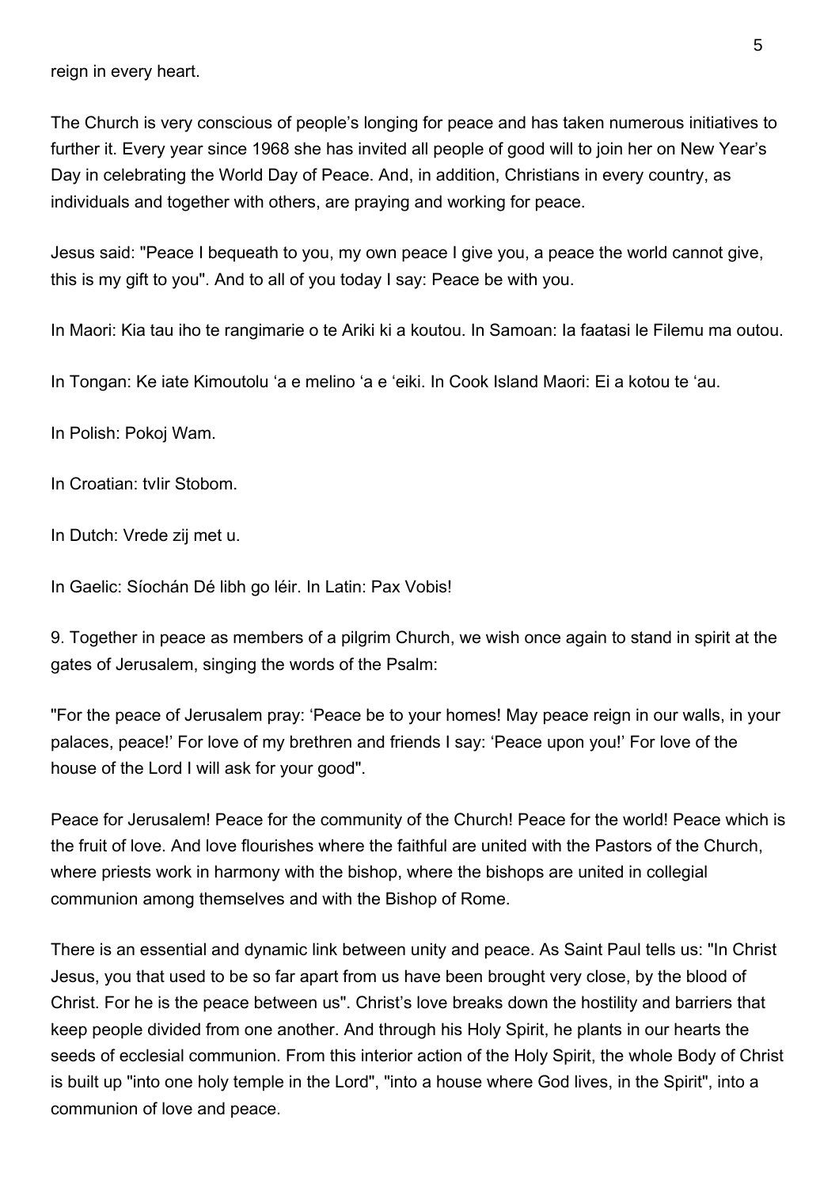reign in every heart.

The Church is very conscious of people's longing for peace and has taken numerous initiatives to further it. Every year since 1968 she has invited all people of good will to join her on New Year's Day in celebrating the World Day of Peace. And, in addition, Christians in every country, as individuals and together with others, are praying and working for peace.

Jesus said: "Peace I bequeath to you, my own peace I give you, a peace the world cannot give, this is my gift to you". And to all of you today I say: Peace be with you.

In Maori: Kia tau iho te rangimarie o te Ariki ki a koutou. In Samoan: Ia faatasi le Filemu ma outou.

In Tongan: Ke iate Kimoutolu 'a e melino 'a e 'eiki. In Cook Island Maori: Ei a kotou te 'au.

In Polish: Pokoj Wam.

In Croatian: tvIir Stobom.

In Dutch: Vrede zij met u.

In Gaelic: Síochán Dé libh go léir. In Latin: Pax Vobis!

9. Together in peace as members of a pilgrim Church, we wish once again to stand in spirit at the gates of Jerusalem, singing the words of the Psalm:

"For the peace of Jerusalem pray: 'Peace be to your homes! May peace reign in our walls, in your palaces, peace!' For love of my brethren and friends I say: 'Peace upon you!' For love of the house of the Lord I will ask for your good".

Peace for Jerusalem! Peace for the community of the Church! Peace for the world! Peace which is the fruit of love. And love flourishes where the faithful are united with the Pastors of the Church, where priests work in harmony with the bishop, where the bishops are united in collegial communion among themselves and with the Bishop of Rome.

There is an essential and dynamic link between unity and peace. As Saint Paul tells us: "In Christ Jesus, you that used to be so far apart from us have been brought very close, by the blood of Christ. For he is the peace between us". Christ's love breaks down the hostility and barriers that keep people divided from one another. And through his Holy Spirit, he plants in our hearts the seeds of ecclesial communion. From this interior action of the Holy Spirit, the whole Body of Christ is built up "into one holy temple in the Lord", "into a house where God lives, in the Spirit", into a communion of love and peace.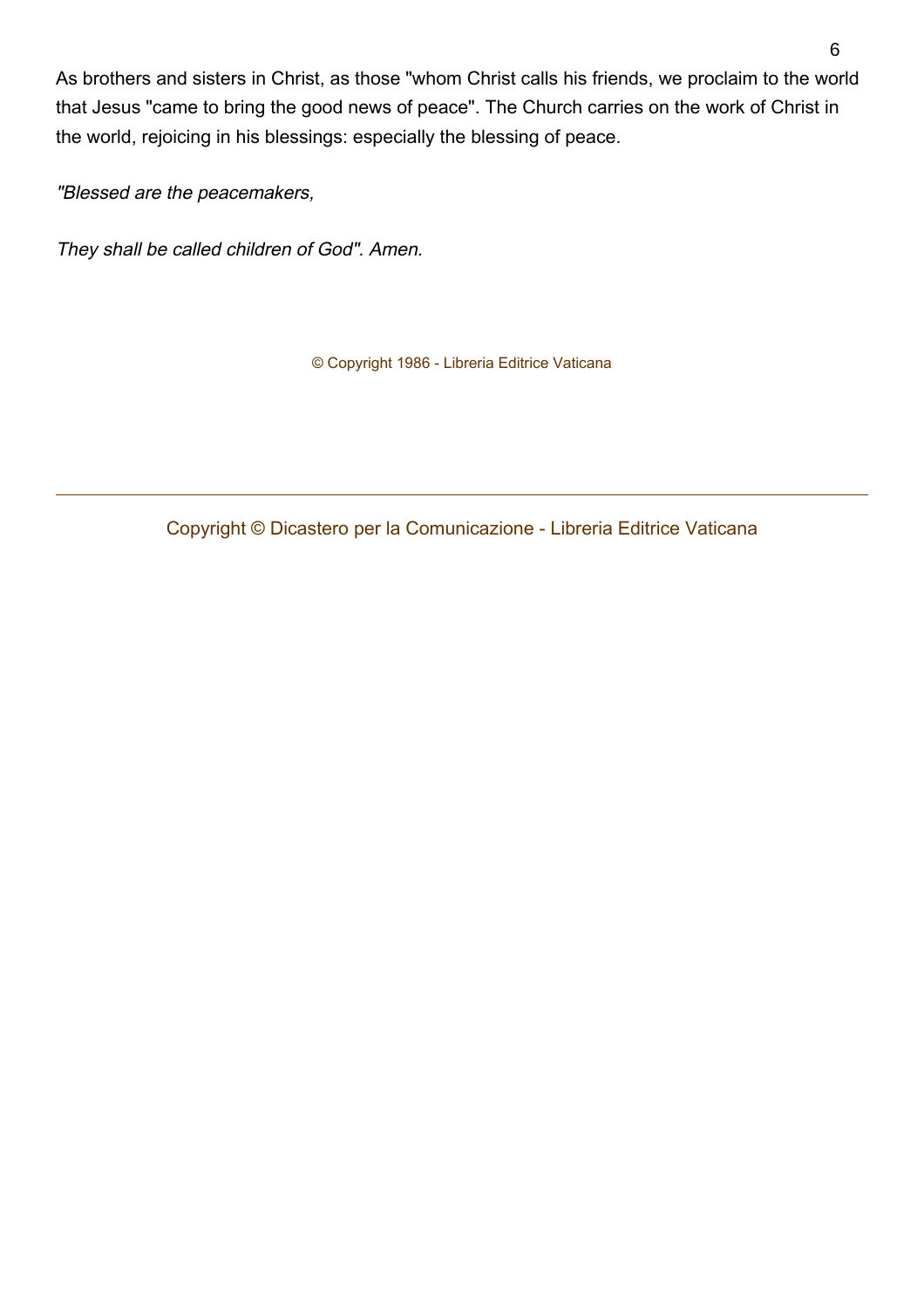As brothers and sisters in Christ, as those "whom Christ calls his friends, we proclaim to the world that Jesus "came to bring the good news of peace". The Church carries on the work of Christ in the world, rejoicing in his blessings: especially the blessing of peace.

*"Blessed are the peacemakers,*

*They shall be called children of God". Amen.*

© Copyright 1986 - Libreria Editrice Vaticana

---

Copyright © Dicastero per la Comunicazione - Libreria Editrice Vaticana